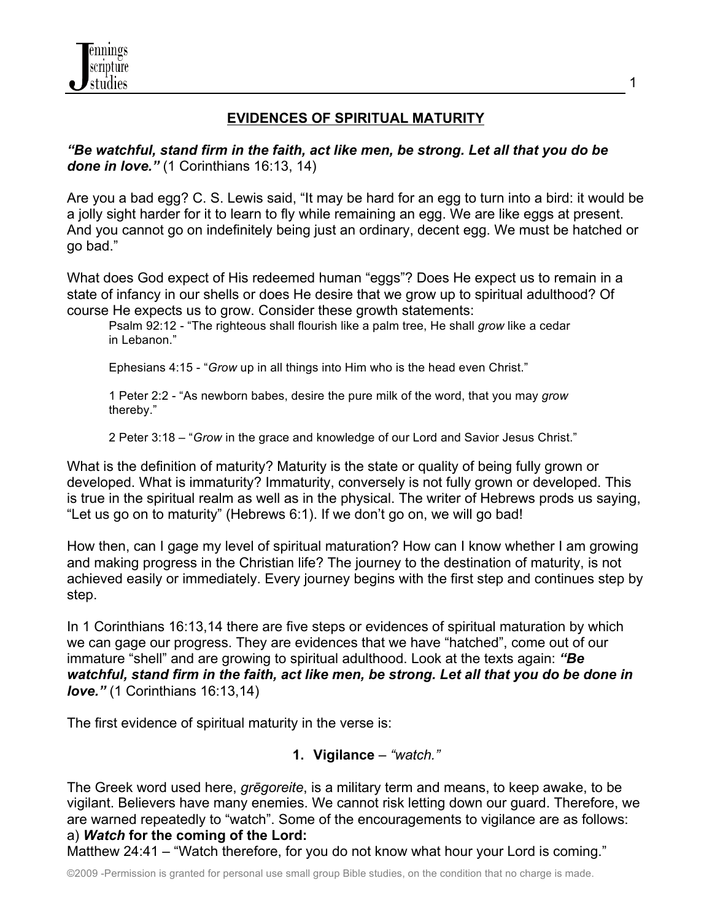# EVIDENCES OF SPIRITUAL MATURITY

***"Be watchful, stand firm in the faith, act like men, be strong. Let all that you do be done in love."*** (1 Corinthians 16:13, 14)

Are you a bad egg? C. S. Lewis said, "It may be hard for an egg to turn into a bird: it would be a jolly sight harder for it to learn to fly while remaining an egg. We are like eggs at present. And you cannot go on indefinitely being just an ordinary, decent egg. We must be hatched or go bad."

What does God expect of His redeemed human "eggs"? Does He expect us to remain in a state of infancy in our shells or does He desire that we grow up to spiritual adulthood? Of course He expects us to grow. Consider these growth statements:

> Psalm 92:12 - "The righteous shall flourish like a palm tree, He shall *grow* like a cedar in Lebanon."
>
> Ephesians 4:15 - "*Grow* up in all things into Him who is the head even Christ."
>
> 1 Peter 2:2 - "As newborn babes, desire the pure milk of the word, that you may *grow* thereby."
>
> 2 Peter 3:18 – "*Grow* in the grace and knowledge of our Lord and Savior Jesus Christ."

What is the definition of maturity? Maturity is the state or quality of being fully grown or developed. What is immaturity? Immaturity, conversely is not fully grown or developed. This is true in the spiritual realm as well as in the physical. The writer of Hebrews prods us saying, "Let us go on to maturity" (Hebrews 6:1). If we don't go on, we will go bad!

How then, can I gage my level of spiritual maturation? How can I know whether I am growing and making progress in the Christian life? The journey to the destination of maturity, is not achieved easily or immediately. Every journey begins with the first step and continues step by step.

In 1 Corinthians 16:13,14 there are five steps or evidences of spiritual maturation by which we can gage our progress. They are evidences that we have "hatched", come out of our immature "shell" and are growing to spiritual adulthood. Look at the texts again: ***"Be watchful, stand firm in the faith, act like men, be strong. Let all that you do be done in love."*** (1 Corinthians 16:13,14)

The first evidence of spiritual maturity in the verse is:

## 1. Vigilance – *"watch."*

The Greek word used here, *grēgoreite*, is a military term and means, to keep awake, to be vigilant. Believers have many enemies. We cannot risk letting down our guard. Therefore, we are warned repeatedly to "watch". Some of the encouragements to vigilance are as follows:

a) ***Watch* for the coming of the Lord:**

Matthew 24:41 – "Watch therefore, for you do not know what hour your Lord is coming."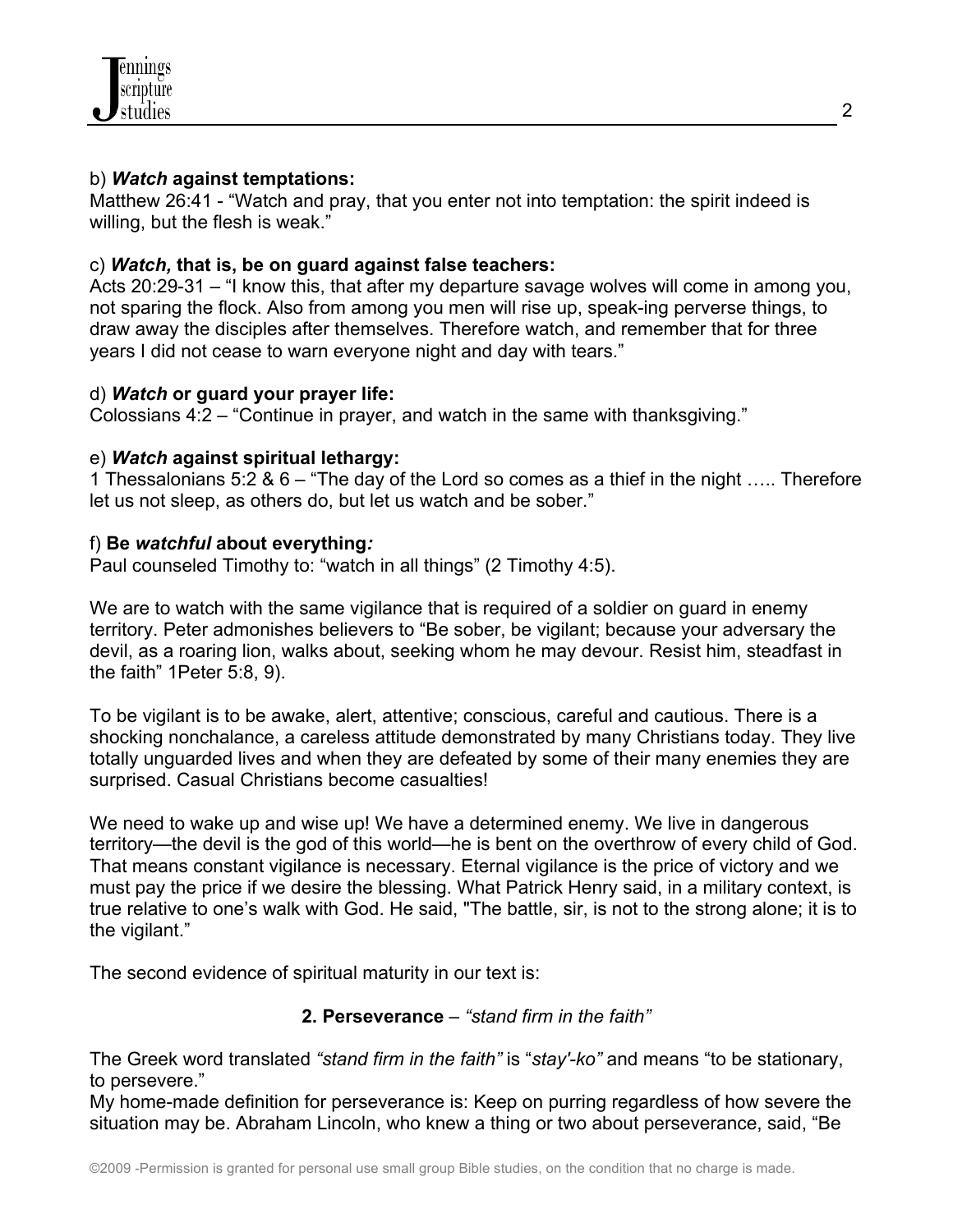b) ***Watch* against temptations:**
Matthew 26:41 - "Watch and pray, that you enter not into temptation: the spirit indeed is willing, but the flesh is weak."

c) ***Watch,* that is, be on guard against false teachers:**
Acts 20:29-31 – "I know this, that after my departure savage wolves will come in among you, not sparing the flock. Also from among you men will rise up, speak-ing perverse things, to draw away the disciples after themselves. Therefore watch, and remember that for three years I did not cease to warn everyone night and day with tears."

d) ***Watch* or guard your prayer life:**
Colossians 4:2 – "Continue in prayer, and watch in the same with thanksgiving."

e) ***Watch* against spiritual lethargy:**
1 Thessalonians 5:2 & 6 – "The day of the Lord so comes as a thief in the night ….. Therefore let us not sleep, as others do, but let us watch and be sober."

f) **Be *watchful* about everything*:***
Paul counseled Timothy to: "watch in all things" (2 Timothy 4:5).

We are to watch with the same vigilance that is required of a soldier on guard in enemy territory. Peter admonishes believers to "Be sober, be vigilant; because your adversary the devil, as a roaring lion, walks about, seeking whom he may devour. Resist him, steadfast in the faith" 1Peter 5:8, 9).

To be vigilant is to be awake, alert, attentive; conscious, careful and cautious. There is a shocking nonchalance, a careless attitude demonstrated by many Christians today. They live totally unguarded lives and when they are defeated by some of their many enemies they are surprised. Casual Christians become casualties!

We need to wake up and wise up! We have a determined enemy. We live in dangerous territory—the devil is the god of this world—he is bent on the overthrow of every child of God. That means constant vigilance is necessary. Eternal vigilance is the price of victory and we must pay the price if we desire the blessing. What Patrick Henry said, in a military context, is true relative to one's walk with God. He said, "The battle, sir, is not to the strong alone; it is to the vigilant."

The second evidence of spiritual maturity in our text is:

**2. Perseverance** – *"stand firm in the faith"*

The Greek word translated *"stand firm in the faith"* is "*stay'-ko"* and means "to be stationary, to persevere."
My home-made definition for perseverance is: Keep on purring regardless of how severe the situation may be. Abraham Lincoln, who knew a thing or two about perseverance, said, "Be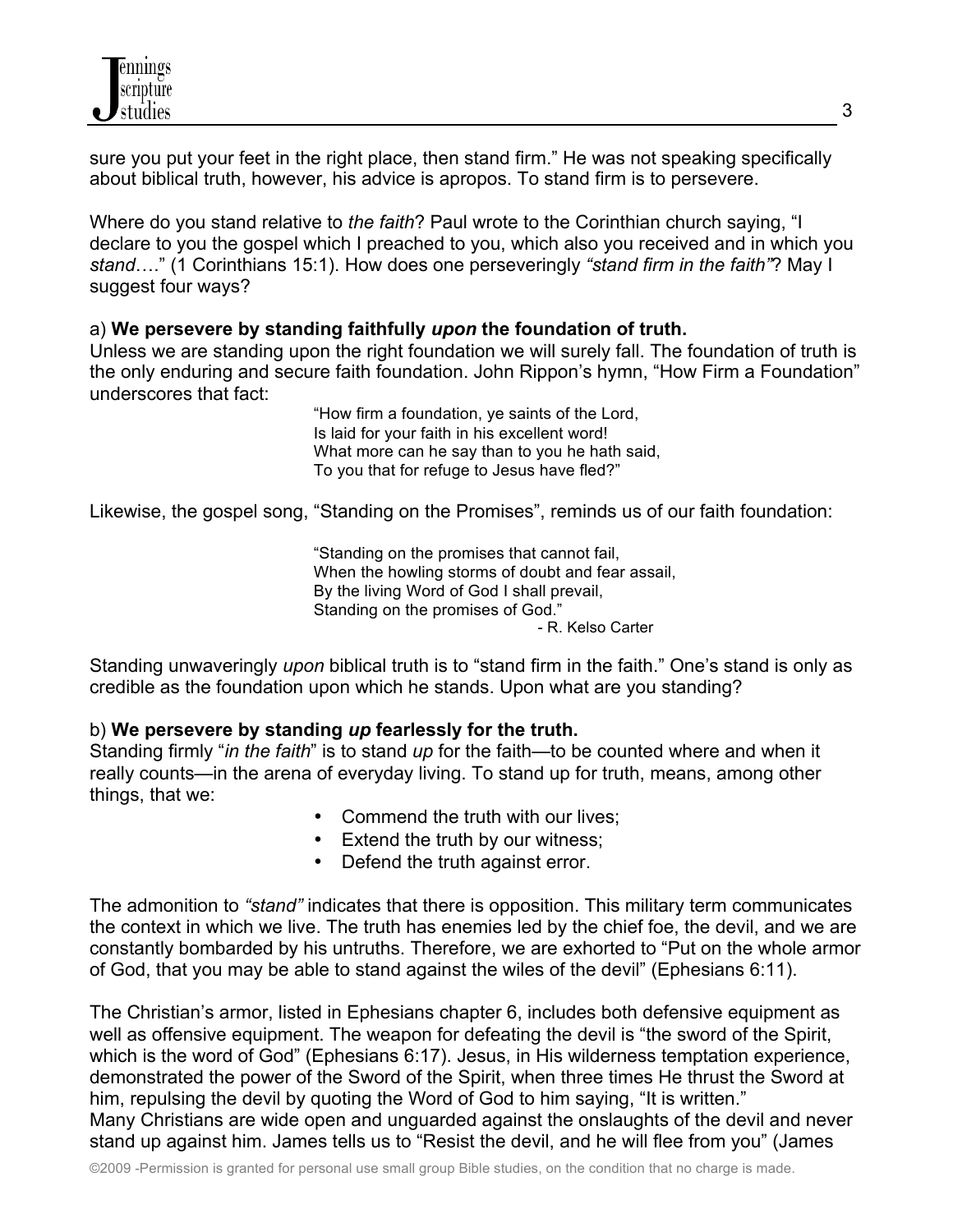sure you put your feet in the right place, then stand firm." He was not speaking specifically about biblical truth, however, his advice is apropos. To stand firm is to persevere.

Where do you stand relative to *the faith*? Paul wrote to the Corinthian church saying, "I declare to you the gospel which I preached to you, which also you received and in which you *stand*…." (1 Corinthians 15:1). How does one perseveringly *"stand firm in the faith"*? May I suggest four ways?

a) **We persevere by standing faithfully *upon* the foundation of truth.**
Unless we are standing upon the right foundation we will surely fall. The foundation of truth is the only enduring and secure faith foundation. John Rippon's hymn, "How Firm a Foundation" underscores that fact:

> "How firm a foundation, ye saints of the Lord,
> Is laid for your faith in his excellent word!
> What more can he say than to you he hath said,
> To you that for refuge to Jesus have fled?"

Likewise, the gospel song, "Standing on the Promises", reminds us of our faith foundation:

> "Standing on the promises that cannot fail,
> When the howling storms of doubt and fear assail,
> By the living Word of God I shall prevail,
> Standing on the promises of God."
> - R. Kelso Carter

Standing unwaveringly *upon* biblical truth is to "stand firm in the faith." One's stand is only as credible as the foundation upon which he stands. Upon what are you standing?

b) **We persevere by standing *up* fearlessly for the truth.**
Standing firmly "*in the faith*" is to stand *up* for the faith—to be counted where and when it really counts—in the arena of everyday living. To stand up for truth, means, among other things, that we:

- Commend the truth with our lives;
- Extend the truth by our witness;
- Defend the truth against error.

The admonition to *"stand"* indicates that there is opposition. This military term communicates the context in which we live. The truth has enemies led by the chief foe, the devil, and we are constantly bombarded by his untruths. Therefore, we are exhorted to "Put on the whole armor of God, that you may be able to stand against the wiles of the devil" (Ephesians 6:11).

The Christian's armor, listed in Ephesians chapter 6, includes both defensive equipment as well as offensive equipment. The weapon for defeating the devil is "the sword of the Spirit, which is the word of God" (Ephesians 6:17). Jesus, in His wilderness temptation experience, demonstrated the power of the Sword of the Spirit, when three times He thrust the Sword at him, repulsing the devil by quoting the Word of God to him saying, "It is written."
Many Christians are wide open and unguarded against the onslaughts of the devil and never stand up against him. James tells us to "Resist the devil, and he will flee from you" (James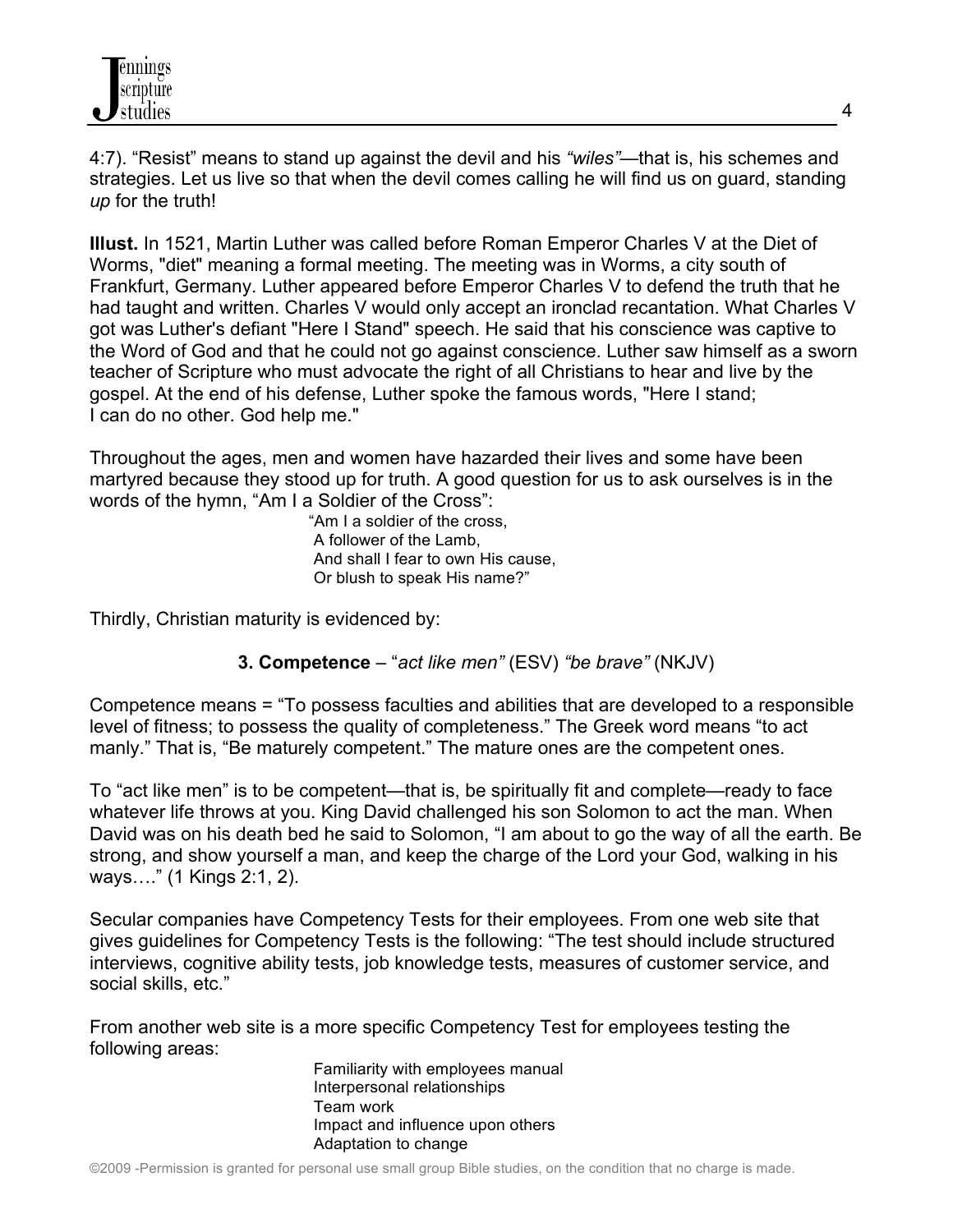4:7). “Resist” means to stand up against the devil and his *“wiles”*—that is, his schemes and strategies. Let us live so that when the devil comes calling he will find us on guard, standing *up* for the truth!

**Illust.** In 1521, Martin Luther was called before Roman Emperor Charles V at the Diet of Worms, "diet" meaning a formal meeting. The meeting was in Worms, a city south of Frankfurt, Germany. Luther appeared before Emperor Charles V to defend the truth that he had taught and written. Charles V would only accept an ironclad recantation. What Charles V got was Luther's defiant "Here I Stand" speech. He said that his conscience was captive to the Word of God and that he could not go against conscience. Luther saw himself as a sworn teacher of Scripture who must advocate the right of all Christians to hear and live by the gospel. At the end of his defense, Luther spoke the famous words, "Here I stand; I can do no other. God help me."

Throughout the ages, men and women have hazarded their lives and some have been martyred because they stood up for truth. A good question for us to ask ourselves is in the words of the hymn, “Am I a Soldier of the Cross”:

> “Am I a soldier of the cross,
> A follower of the Lamb,
> And shall I fear to own His cause,
> Or blush to speak His name?”

Thirdly, Christian maturity is evidenced by:

**3. Competence** – “*act like men”* (ESV) *“be brave”* (NKJV)

Competence means = “To possess faculties and abilities that are developed to a responsible level of fitness; to possess the quality of completeness.” The Greek word means “to act manly.” That is, “Be maturely competent.” The mature ones are the competent ones.

To “act like men” is to be competent—that is, be spiritually fit and complete—ready to face whatever life throws at you. King David challenged his son Solomon to act the man. When David was on his death bed he said to Solomon, “I am about to go the way of all the earth. Be strong, and show yourself a man, and keep the charge of the Lord your God, walking in his ways….” (1 Kings 2:1, 2).

Secular companies have Competency Tests for their employees. From one web site that gives guidelines for Competency Tests is the following: “The test should include structured interviews, cognitive ability tests, job knowledge tests, measures of customer service, and social skills, etc.”

From another web site is a more specific Competency Test for employees testing the following areas:

- Familiarity with employees manual
- Interpersonal relationships
- Team work
- Impact and influence upon others
- Adaptation to change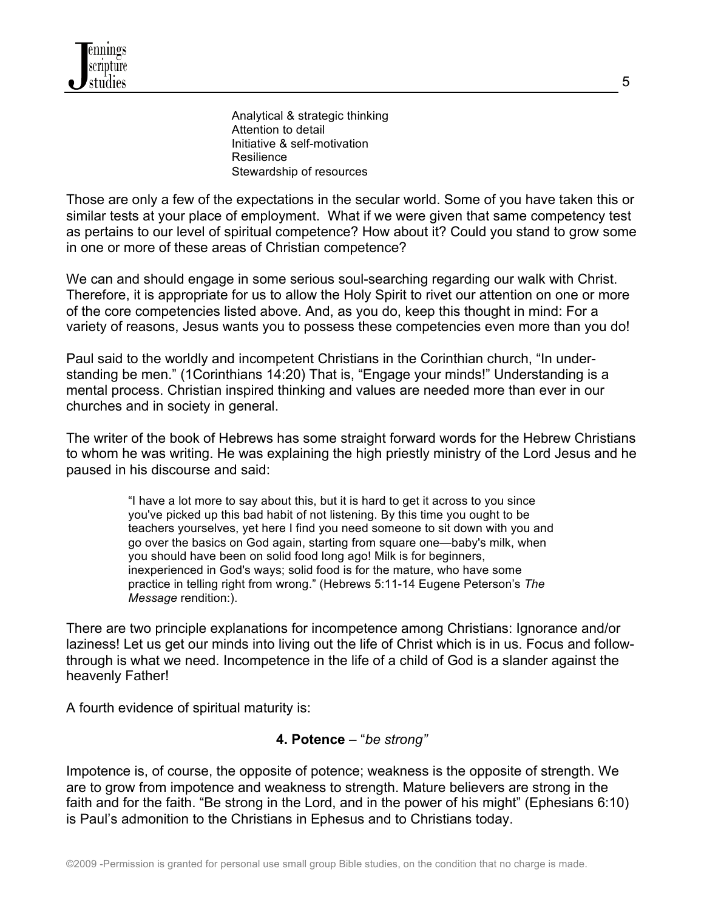Analytical & strategic thinking
Attention to detail
Initiative & self-motivation
Resilience
Stewardship of resources

Those are only a few of the expectations in the secular world. Some of you have taken this or similar tests at your place of employment. What if we were given that same competency test as pertains to our level of spiritual competence? How about it? Could you stand to grow some in one or more of these areas of Christian competence?

We can and should engage in some serious soul-searching regarding our walk with Christ. Therefore, it is appropriate for us to allow the Holy Spirit to rivet our attention on one or more of the core competencies listed above. And, as you do, keep this thought in mind: For a variety of reasons, Jesus wants you to possess these competencies even more than you do!

Paul said to the worldly and incompetent Christians in the Corinthian church, "In understanding be men." (1Corinthians 14:20) That is, "Engage your minds!" Understanding is a mental process. Christian inspired thinking and values are needed more than ever in our churches and in society in general.

The writer of the book of Hebrews has some straight forward words for the Hebrew Christians to whom he was writing. He was explaining the high priestly ministry of the Lord Jesus and he paused in his discourse and said:

> "I have a lot more to say about this, but it is hard to get it across to you since you've picked up this bad habit of not listening. By this time you ought to be teachers yourselves, yet here I find you need someone to sit down with you and go over the basics on God again, starting from square one—baby's milk, when you should have been on solid food long ago! Milk is for beginners, inexperienced in God's ways; solid food is for the mature, who have some practice in telling right from wrong." (Hebrews 5:11-14 Eugene Peterson's *The Message* rendition:).

There are two principle explanations for incompetence among Christians: Ignorance and/or laziness! Let us get our minds into living out the life of Christ which is in us. Focus and follow-through is what we need. Incompetence in the life of a child of God is a slander against the heavenly Father!

A fourth evidence of spiritual maturity is:

**4. Potence** – "*be strong"*

Impotence is, of course, the opposite of potence; weakness is the opposite of strength. We are to grow from impotence and weakness to strength. Mature believers are strong in the faith and for the faith. "Be strong in the Lord, and in the power of his might" (Ephesians 6:10) is Paul's admonition to the Christians in Ephesus and to Christians today.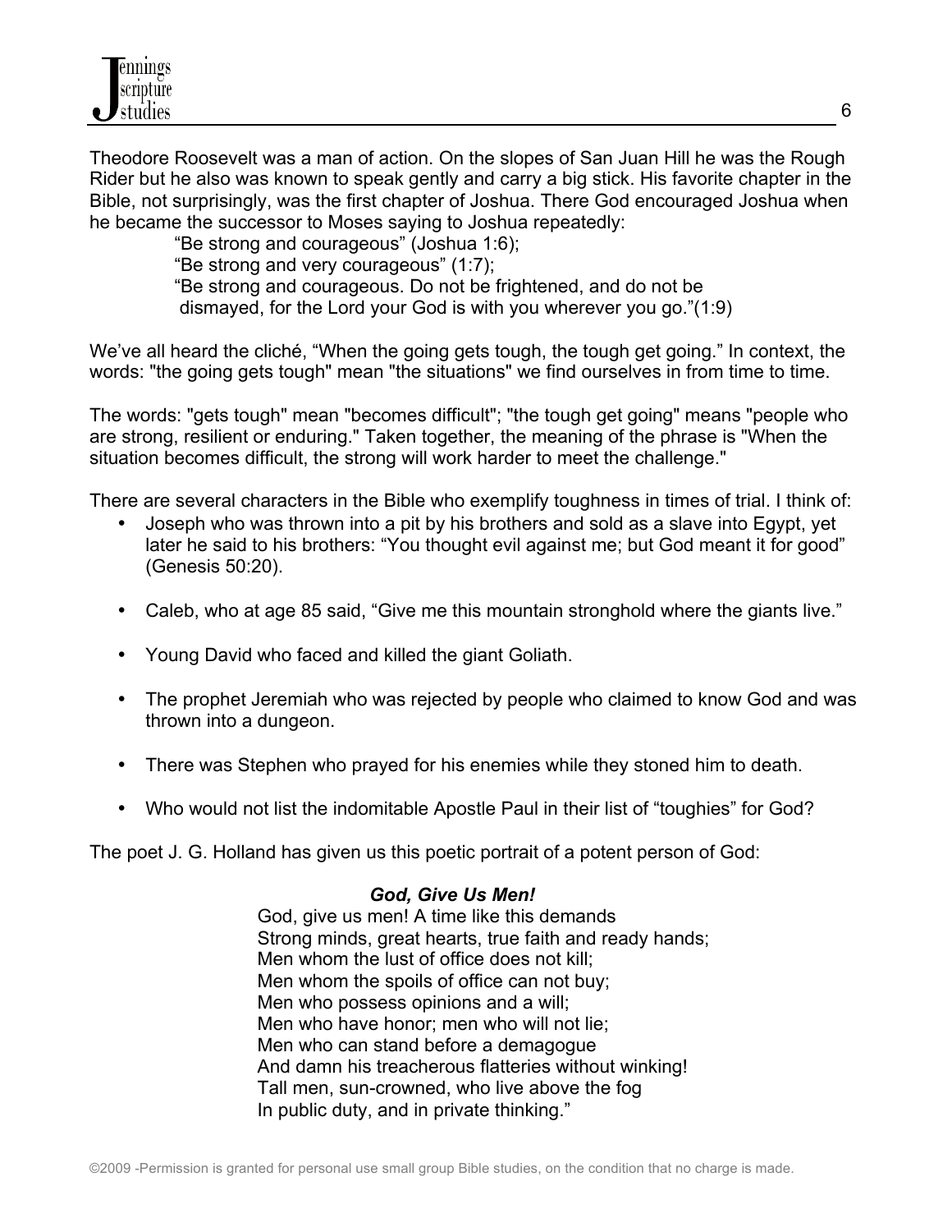Theodore Roosevelt was a man of action. On the slopes of San Juan Hill he was the Rough Rider but he also was known to speak gently and carry a big stick. His favorite chapter in the Bible, not surprisingly, was the first chapter of Joshua. There God encouraged Joshua when he became the successor to Moses saying to Joshua repeatedly:

> "Be strong and courageous" (Joshua 1:6);
> "Be strong and very courageous" (1:7);
> "Be strong and courageous. Do not be frightened, and do not be dismayed, for the Lord your God is with you wherever you go."(1:9)

We've all heard the cliché, "When the going gets tough, the tough get going." In context, the words: "the going gets tough" mean "the situations" we find ourselves in from time to time.

The words: "gets tough" mean "becomes difficult"; "the tough get going" means "people who are strong, resilient or enduring." Taken together, the meaning of the phrase is "When the situation becomes difficult, the strong will work harder to meet the challenge."

There are several characters in the Bible who exemplify toughness in times of trial. I think of:

- Joseph who was thrown into a pit by his brothers and sold as a slave into Egypt, yet later he said to his brothers: "You thought evil against me; but God meant it for good" (Genesis 50:20).
- Caleb, who at age 85 said, "Give me this mountain stronghold where the giants live."
- Young David who faced and killed the giant Goliath.
- The prophet Jeremiah who was rejected by people who claimed to know God and was thrown into a dungeon.
- There was Stephen who prayed for his enemies while they stoned him to death.
- Who would not list the indomitable Apostle Paul in their list of "toughies" for God?

The poet J. G. Holland has given us this poetic portrait of a potent person of God:

***God, Give Us Men!***

God, give us men! A time like this demands
Strong minds, great hearts, true faith and ready hands;
Men whom the lust of office does not kill;
Men whom the spoils of office can not buy;
Men who possess opinions and a will;
Men who have honor; men who will not lie;
Men who can stand before a demagogue
And damn his treacherous flatteries without winking!
Tall men, sun-crowned, who live above the fog
In public duty, and in private thinking."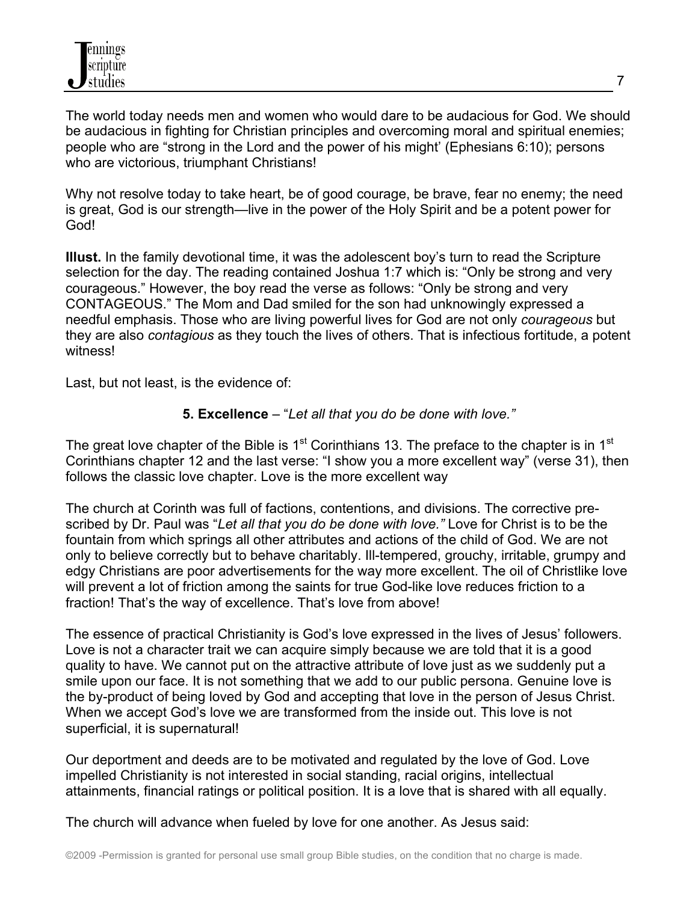The world today needs men and women who would dare to be audacious for God. We should be audacious in fighting for Christian principles and overcoming moral and spiritual enemies; people who are "strong in the Lord and the power of his might' (Ephesians 6:10); persons who are victorious, triumphant Christians!

Why not resolve today to take heart, be of good courage, be brave, fear no enemy; the need is great, God is our strength—live in the power of the Holy Spirit and be a potent power for God!

**Illust.** In the family devotional time, it was the adolescent boy's turn to read the Scripture selection for the day. The reading contained Joshua 1:7 which is: "Only be strong and very courageous." However, the boy read the verse as follows: "Only be strong and very CONTAGEOUS." The Mom and Dad smiled for the son had unknowingly expressed a needful emphasis. Those who are living powerful lives for God are not only *courageous* but they are also *contagious* as they touch the lives of others. That is infectious fortitude, a potent witness!

Last, but not least, is the evidence of:

**5. Excellence** – "*Let all that you do be done with love."*

The great love chapter of the Bible is 1st Corinthians 13. The preface to the chapter is in 1st Corinthians chapter 12 and the last verse: "I show you a more excellent way" (verse 31), then follows the classic love chapter. Love is the more excellent way

The church at Corinth was full of factions, contentions, and divisions. The corrective pre-scribed by Dr. Paul was "*Let all that you do be done with love."* Love for Christ is to be the fountain from which springs all other attributes and actions of the child of God. We are not only to believe correctly but to behave charitably. Ill-tempered, grouchy, irritable, grumpy and edgy Christians are poor advertisements for the way more excellent. The oil of Christlike love will prevent a lot of friction among the saints for true God-like love reduces friction to a fraction! That's the way of excellence. That's love from above!

The essence of practical Christianity is God's love expressed in the lives of Jesus' followers. Love is not a character trait we can acquire simply because we are told that it is a good quality to have. We cannot put on the attractive attribute of love just as we suddenly put a smile upon our face. It is not something that we add to our public persona. Genuine love is the by-product of being loved by God and accepting that love in the person of Jesus Christ. When we accept God's love we are transformed from the inside out. This love is not superficial, it is supernatural!

Our deportment and deeds are to be motivated and regulated by the love of God. Love impelled Christianity is not interested in social standing, racial origins, intellectual attainments, financial ratings or political position. It is a love that is shared with all equally.

The church will advance when fueled by love for one another. As Jesus said: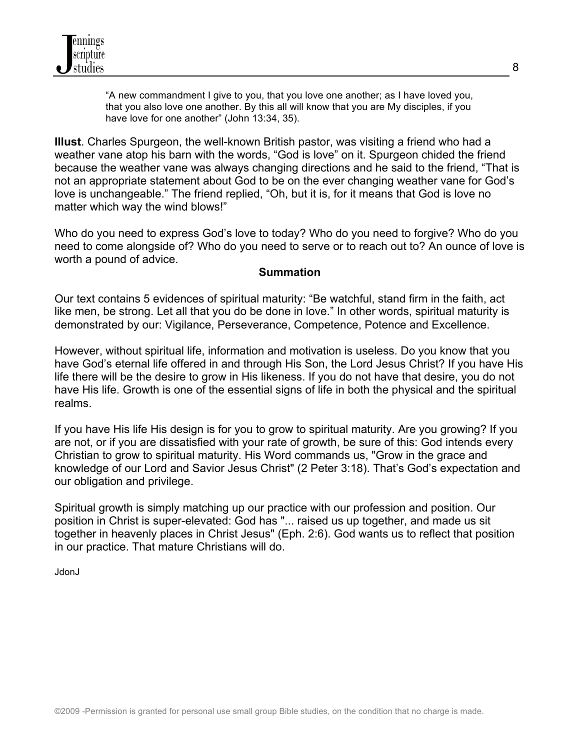> "A new commandment I give to you, that you love one another; as I have loved you, that you also love one another. By this all will know that you are My disciples, if you have love for one another" (John 13:34, 35).

**Illust**. Charles Spurgeon, the well-known British pastor, was visiting a friend who had a weather vane atop his barn with the words, "God is love" on it. Spurgeon chided the friend because the weather vane was always changing directions and he said to the friend, "That is not an appropriate statement about God to be on the ever changing weather vane for God's love is unchangeable." The friend replied, "Oh, but it is, for it means that God is love no matter which way the wind blows!"

Who do you need to express God's love to today? Who do you need to forgive? Who do you need to come alongside of? Who do you need to serve or to reach out to? An ounce of love is worth a pound of advice.

## Summation

Our text contains 5 evidences of spiritual maturity: "Be watchful, stand firm in the faith, act like men, be strong. Let all that you do be done in love." In other words, spiritual maturity is demonstrated by our: Vigilance, Perseverance, Competence, Potence and Excellence.

However, without spiritual life, information and motivation is useless. Do you know that you have God's eternal life offered in and through His Son, the Lord Jesus Christ? If you have His life there will be the desire to grow in His likeness. If you do not have that desire, you do not have His life. Growth is one of the essential signs of life in both the physical and the spiritual realms.

If you have His life His design is for you to grow to spiritual maturity. Are you growing? If you are not, or if you are dissatisfied with your rate of growth, be sure of this: God intends every Christian to grow to spiritual maturity. His Word commands us, "Grow in the grace and knowledge of our Lord and Savior Jesus Christ" (2 Peter 3:18). That's God's expectation and our obligation and privilege.

Spiritual growth is simply matching up our practice with our profession and position. Our position in Christ is super-elevated: God has "... raised us up together, and made us sit together in heavenly places in Christ Jesus" (Eph. 2:6). God wants us to reflect that position in our practice. That mature Christians will do.

JdonJ